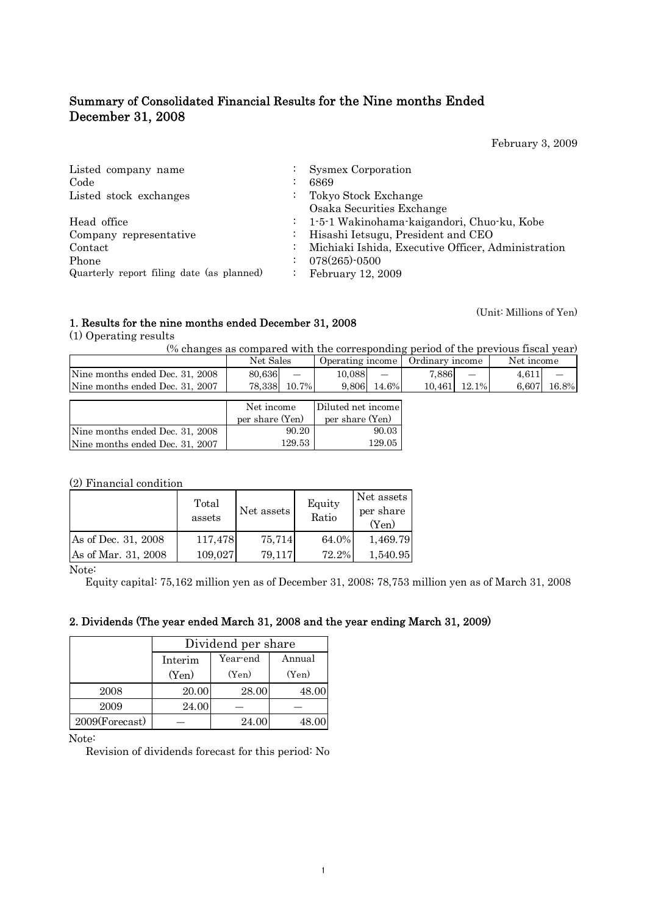# Summary of Consolidated Financial Results for the Nine months Ended December 31, 2008

February 3, 2009

| | | |
|---|---|---|
| Listed company name | : | Sysmex Corporation |
| Code | : | 6869 |
| Listed stock exchanges | : | Tokyo Stock Exchange<br>Osaka Securities Exchange |
| Head office | : | 1-5-1 Wakinohama-kaigandori, Chuo-ku, Kobe |
| Company representative | : | Hisashi Ietsugu, President and CEO |
| Contact | : | Michiaki Ishida, Executive Officer, Administration |
| Phone | : | 078(265)-0500 |
| Quarterly report filing date (as planned) | : | February 12, 2009 |

(Unit: Millions of Yen)

## 1. Results for the nine months ended December 31, 2008

(1) Operating results

(% changes as compared with the corresponding period of the previous fiscal year)

| | Net Sales | | Operating income | | Ordinary income | | Net income | |
|---|---|---|---|---|---|---|---|---|
| Nine months ended Dec. 31, 2008 | 80,636 | — | 10,088 | — | 7,886 | — | 4,611 | — |
| Nine months ended Dec. 31, 2007 | 78,338 | 10.7% | 9,806 | 14.6% | 10,461 | 12.1% | 6,607 | 16.8% |

| | Net income per share (Yen) | Diluted net income per share (Yen) |
|---|---|---|
| Nine months ended Dec. 31, 2008 | 90.20 | 90.03 |
| Nine months ended Dec. 31, 2007 | 129.53 | 129.05 |

(2) Financial condition

| | Total assets | Net assets | Equity Ratio | Net assets per share (Yen) |
|---|---|---|---|---|
| As of Dec. 31, 2008 | 117,478 | 75,714 | 64.0% | 1,469.79 |
| As of Mar. 31, 2008 | 109,027 | 79,117 | 72.2% | 1,540.95 |

Note:

Equity capital: 75,162 million yen as of December 31, 2008; 78,753 million yen as of March 31, 2008

## 2. Dividends (The year ended March 31, 2008 and the year ending March 31, 2009)

| | Dividend per share | | |
|---|---|---|---|
| | Interim (Yen) | Year-end (Yen) | Annual (Yen) |
| 2008 | 20.00 | 28.00 | 48.00 |
| 2009 | 24.00 | — | — |
| 2009(Forecast) | — | 24.00 | 48.00 |

Note:

Revision of dividends forecast for this period: No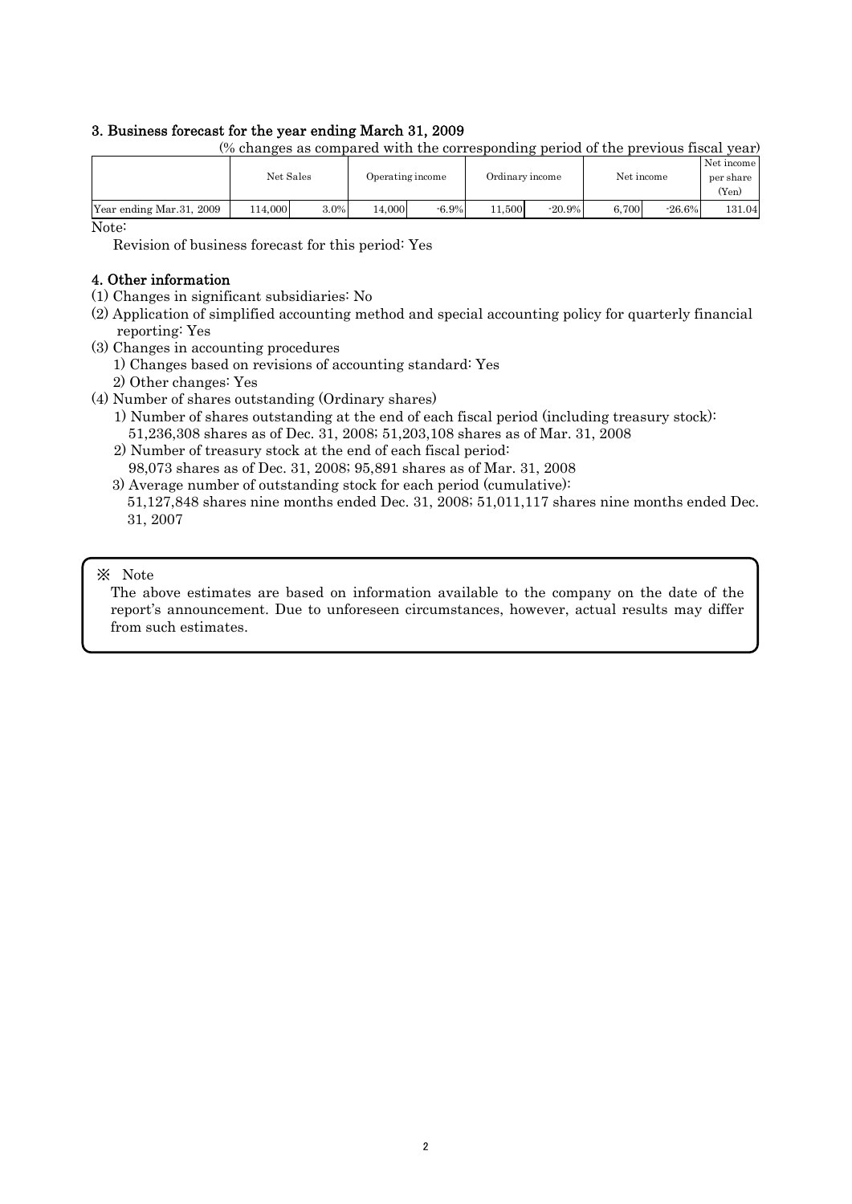### 3. Business forecast for the year ending March 31, 2009

(% changes as compared with the corresponding period of the previous fiscal year)

| | Net Sales | | Operating income | | Ordinary income | | Net income | | Net income per share (Yen) |
|---|---|---|---|---|---|---|---|---|---|
| Year ending Mar.31, 2009 | 114,000 | 3.0% | 14,000 | -6.9% | 11,500 | -20.9% | 6,700 | -26.6% | 131.04 |

Note:

Revision of business forecast for this period: Yes

### 4. Other information

(1) Changes in significant subsidiaries: No

(2) Application of simplified accounting method and special accounting policy for quarterly financial reporting: Yes

(3) Changes in accounting procedures

1) Changes based on revisions of accounting standard: Yes

2) Other changes: Yes

(4) Number of shares outstanding (Ordinary shares)

1) Number of shares outstanding at the end of each fiscal period (including treasury stock): 51,236,308 shares as of Dec. 31, 2008; 51,203,108 shares as of Mar. 31, 2008

2) Number of treasury stock at the end of each fiscal period: 98,073 shares as of Dec. 31, 2008; 95,891 shares as of Mar. 31, 2008

3) Average number of outstanding stock for each period (cumulative): 51,127,848 shares nine months ended Dec. 31, 2008; 51,011,117 shares nine months ended Dec. 31, 2007

※ Note

The above estimates are based on information available to the company on the date of the report's announcement. Due to unforeseen circumstances, however, actual results may differ from such estimates.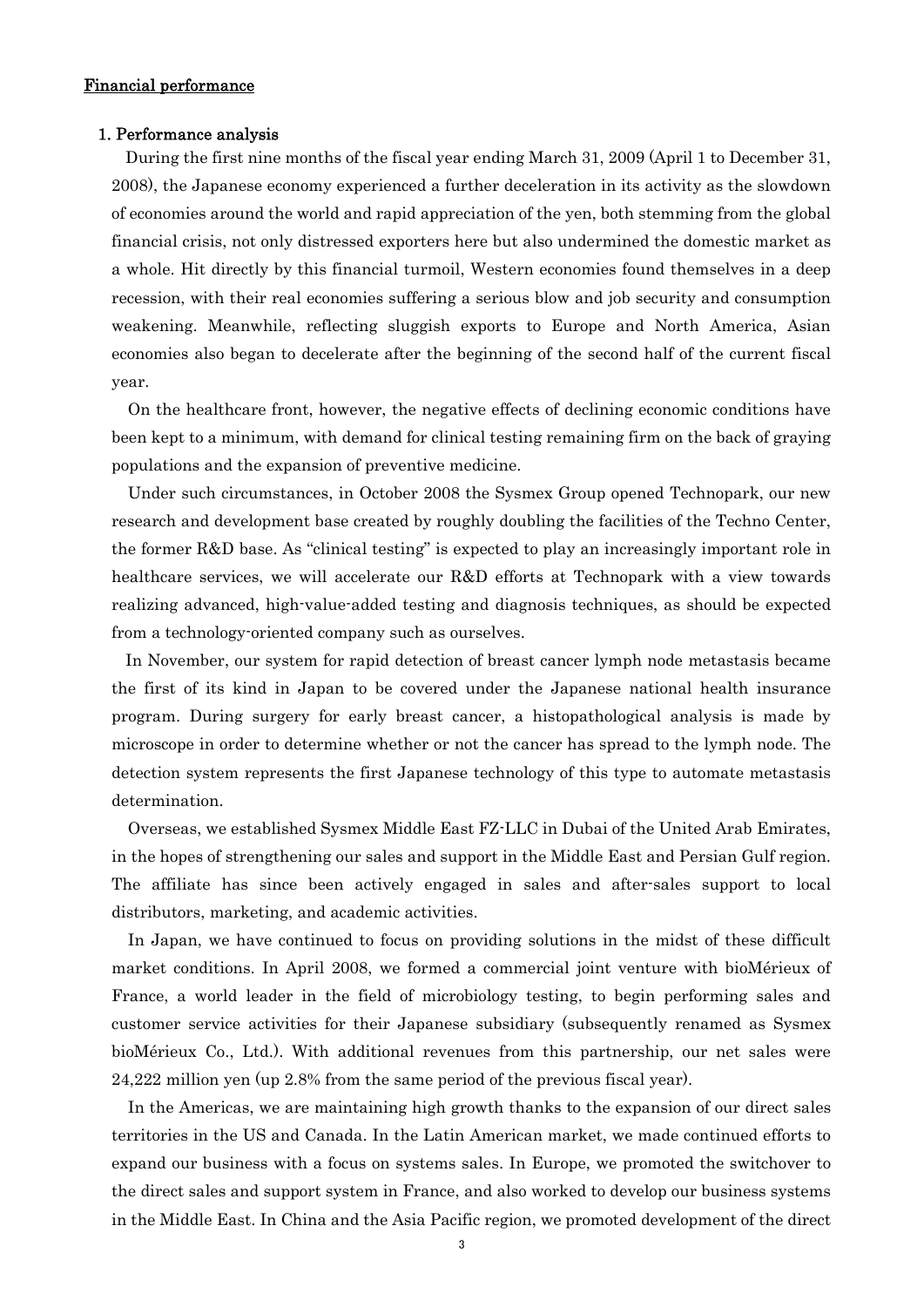## Financial performance

### 1. Performance analysis

During the first nine months of the fiscal year ending March 31, 2009 (April 1 to December 31, 2008), the Japanese economy experienced a further deceleration in its activity as the slowdown of economies around the world and rapid appreciation of the yen, both stemming from the global financial crisis, not only distressed exporters here but also undermined the domestic market as a whole. Hit directly by this financial turmoil, Western economies found themselves in a deep recession, with their real economies suffering a serious blow and job security and consumption weakening. Meanwhile, reflecting sluggish exports to Europe and North America, Asian economies also began to decelerate after the beginning of the second half of the current fiscal year.

On the healthcare front, however, the negative effects of declining economic conditions have been kept to a minimum, with demand for clinical testing remaining firm on the back of graying populations and the expansion of preventive medicine.

Under such circumstances, in October 2008 the Sysmex Group opened Technopark, our new research and development base created by roughly doubling the facilities of the Techno Center, the former R&D base. As "clinical testing" is expected to play an increasingly important role in healthcare services, we will accelerate our R&D efforts at Technopark with a view towards realizing advanced, high-value-added testing and diagnosis techniques, as should be expected from a technology-oriented company such as ourselves.

In November, our system for rapid detection of breast cancer lymph node metastasis became the first of its kind in Japan to be covered under the Japanese national health insurance program. During surgery for early breast cancer, a histopathological analysis is made by microscope in order to determine whether or not the cancer has spread to the lymph node. The detection system represents the first Japanese technology of this type to automate metastasis determination.

Overseas, we established Sysmex Middle East FZ-LLC in Dubai of the United Arab Emirates, in the hopes of strengthening our sales and support in the Middle East and Persian Gulf region. The affiliate has since been actively engaged in sales and after-sales support to local distributors, marketing, and academic activities.

In Japan, we have continued to focus on providing solutions in the midst of these difficult market conditions. In April 2008, we formed a commercial joint venture with bioMérieux of France, a world leader in the field of microbiology testing, to begin performing sales and customer service activities for their Japanese subsidiary (subsequently renamed as Sysmex bioMérieux Co., Ltd.). With additional revenues from this partnership, our net sales were 24,222 million yen (up 2.8% from the same period of the previous fiscal year).

In the Americas, we are maintaining high growth thanks to the expansion of our direct sales territories in the US and Canada. In the Latin American market, we made continued efforts to expand our business with a focus on systems sales. In Europe, we promoted the switchover to the direct sales and support system in France, and also worked to develop our business systems in the Middle East. In China and the Asia Pacific region, we promoted development of the direct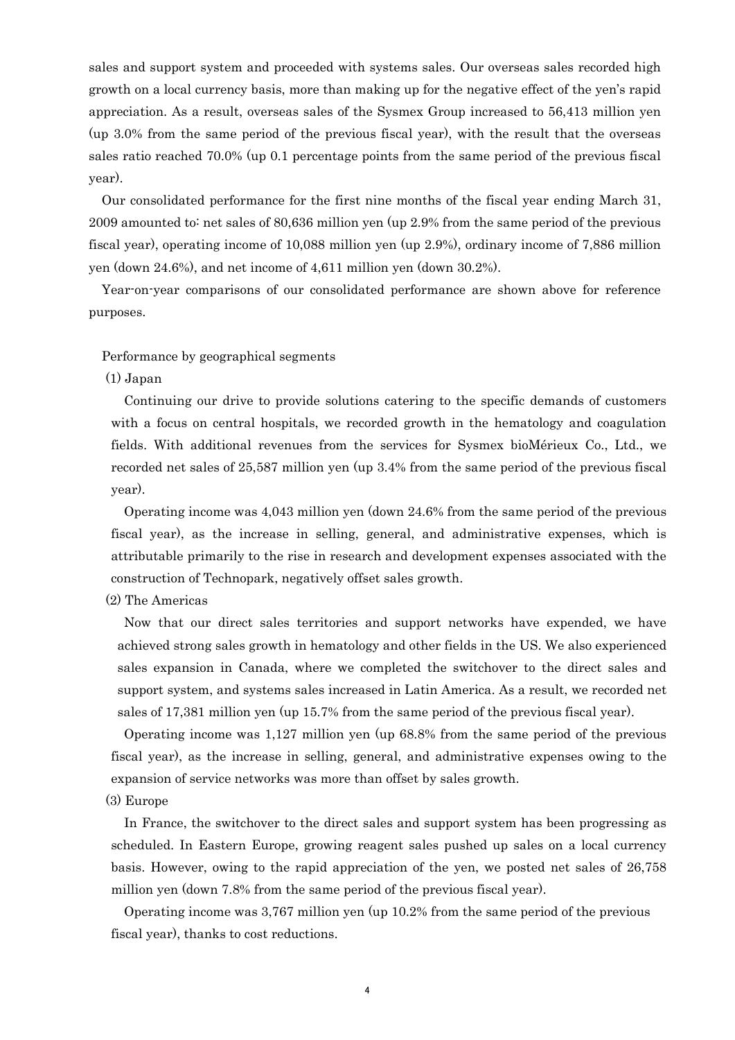sales and support system and proceeded with systems sales. Our overseas sales recorded high growth on a local currency basis, more than making up for the negative effect of the yen's rapid appreciation. As a result, overseas sales of the Sysmex Group increased to 56,413 million yen (up 3.0% from the same period of the previous fiscal year), with the result that the overseas sales ratio reached 70.0% (up 0.1 percentage points from the same period of the previous fiscal year).

Our consolidated performance for the first nine months of the fiscal year ending March 31, 2009 amounted to: net sales of 80,636 million yen (up 2.9% from the same period of the previous fiscal year), operating income of 10,088 million yen (up 2.9%), ordinary income of 7,886 million yen (down 24.6%), and net income of 4,611 million yen (down 30.2%).

Year-on-year comparisons of our consolidated performance are shown above for reference purposes.

Performance by geographical segments

(1) Japan

Continuing our drive to provide solutions catering to the specific demands of customers with a focus on central hospitals, we recorded growth in the hematology and coagulation fields. With additional revenues from the services for Sysmex bioMérieux Co., Ltd., we recorded net sales of 25,587 million yen (up 3.4% from the same period of the previous fiscal year).

Operating income was 4,043 million yen (down 24.6% from the same period of the previous fiscal year), as the increase in selling, general, and administrative expenses, which is attributable primarily to the rise in research and development expenses associated with the construction of Technopark, negatively offset sales growth.

(2) The Americas

Now that our direct sales territories and support networks have expended, we have achieved strong sales growth in hematology and other fields in the US. We also experienced sales expansion in Canada, where we completed the switchover to the direct sales and support system, and systems sales increased in Latin America. As a result, we recorded net sales of 17,381 million yen (up 15.7% from the same period of the previous fiscal year).

Operating income was 1,127 million yen (up 68.8% from the same period of the previous fiscal year), as the increase in selling, general, and administrative expenses owing to the expansion of service networks was more than offset by sales growth.

(3) Europe

In France, the switchover to the direct sales and support system has been progressing as scheduled. In Eastern Europe, growing reagent sales pushed up sales on a local currency basis. However, owing to the rapid appreciation of the yen, we posted net sales of 26,758 million yen (down 7.8% from the same period of the previous fiscal year).

Operating income was 3,767 million yen (up 10.2% from the same period of the previous fiscal year), thanks to cost reductions.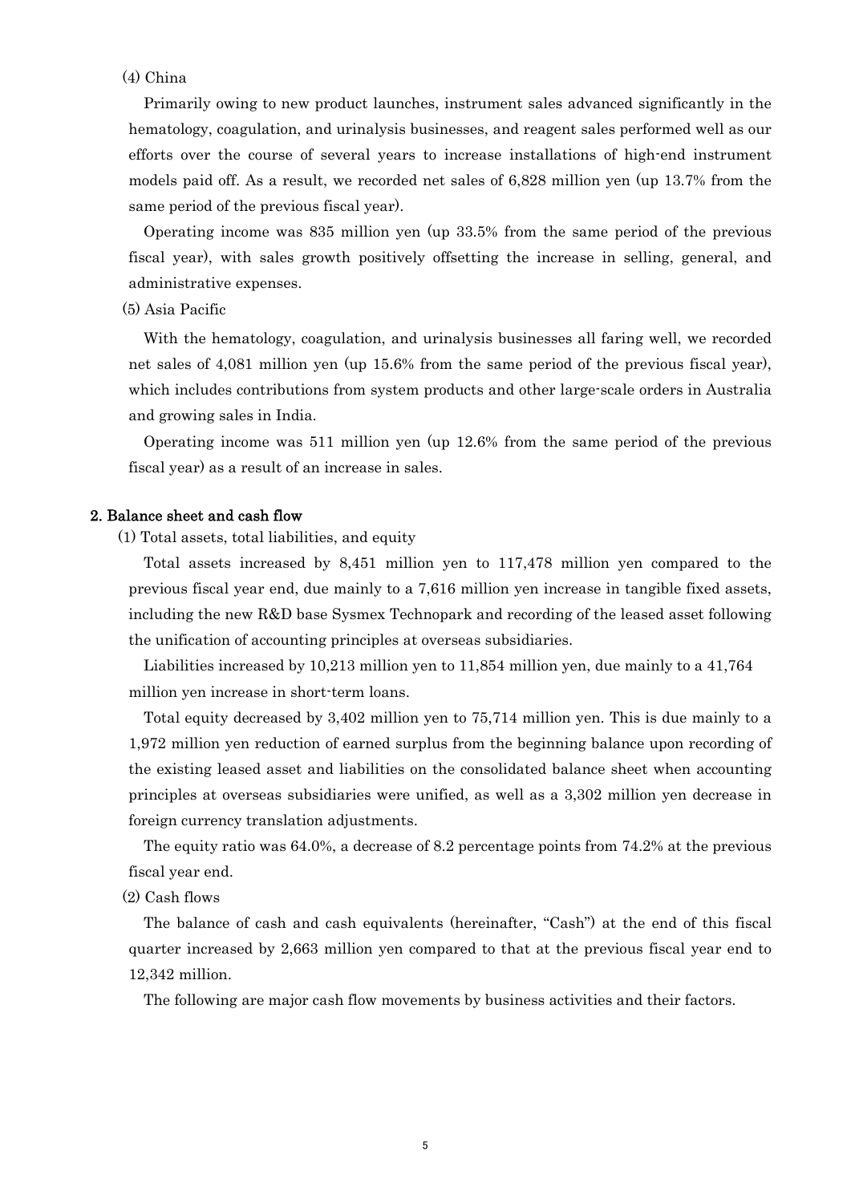(4) China

Primarily owing to new product launches, instrument sales advanced significantly in the hematology, coagulation, and urinalysis businesses, and reagent sales performed well as our efforts over the course of several years to increase installations of high-end instrument models paid off. As a result, we recorded net sales of 6,828 million yen (up 13.7% from the same period of the previous fiscal year).

Operating income was 835 million yen (up 33.5% from the same period of the previous fiscal year), with sales growth positively offsetting the increase in selling, general, and administrative expenses.

(5) Asia Pacific

With the hematology, coagulation, and urinalysis businesses all faring well, we recorded net sales of 4,081 million yen (up 15.6% from the same period of the previous fiscal year), which includes contributions from system products and other large-scale orders in Australia and growing sales in India.

Operating income was 511 million yen (up 12.6% from the same period of the previous fiscal year) as a result of an increase in sales.

## 2. Balance sheet and cash flow

(1) Total assets, total liabilities, and equity

Total assets increased by 8,451 million yen to 117,478 million yen compared to the previous fiscal year end, due mainly to a 7,616 million yen increase in tangible fixed assets, including the new R&D base Sysmex Technopark and recording of the leased asset following the unification of accounting principles at overseas subsidiaries.

Liabilities increased by 10,213 million yen to 11,854 million yen, due mainly to a 41,764 million yen increase in short-term loans.

Total equity decreased by 3,402 million yen to 75,714 million yen. This is due mainly to a 1,972 million yen reduction of earned surplus from the beginning balance upon recording of the existing leased asset and liabilities on the consolidated balance sheet when accounting principles at overseas subsidiaries were unified, as well as a 3,302 million yen decrease in foreign currency translation adjustments.

The equity ratio was 64.0%, a decrease of 8.2 percentage points from 74.2% at the previous fiscal year end.

(2) Cash flows

The balance of cash and cash equivalents (hereinafter, "Cash") at the end of this fiscal quarter increased by 2,663 million yen compared to that at the previous fiscal year end to 12,342 million.

The following are major cash flow movements by business activities and their factors.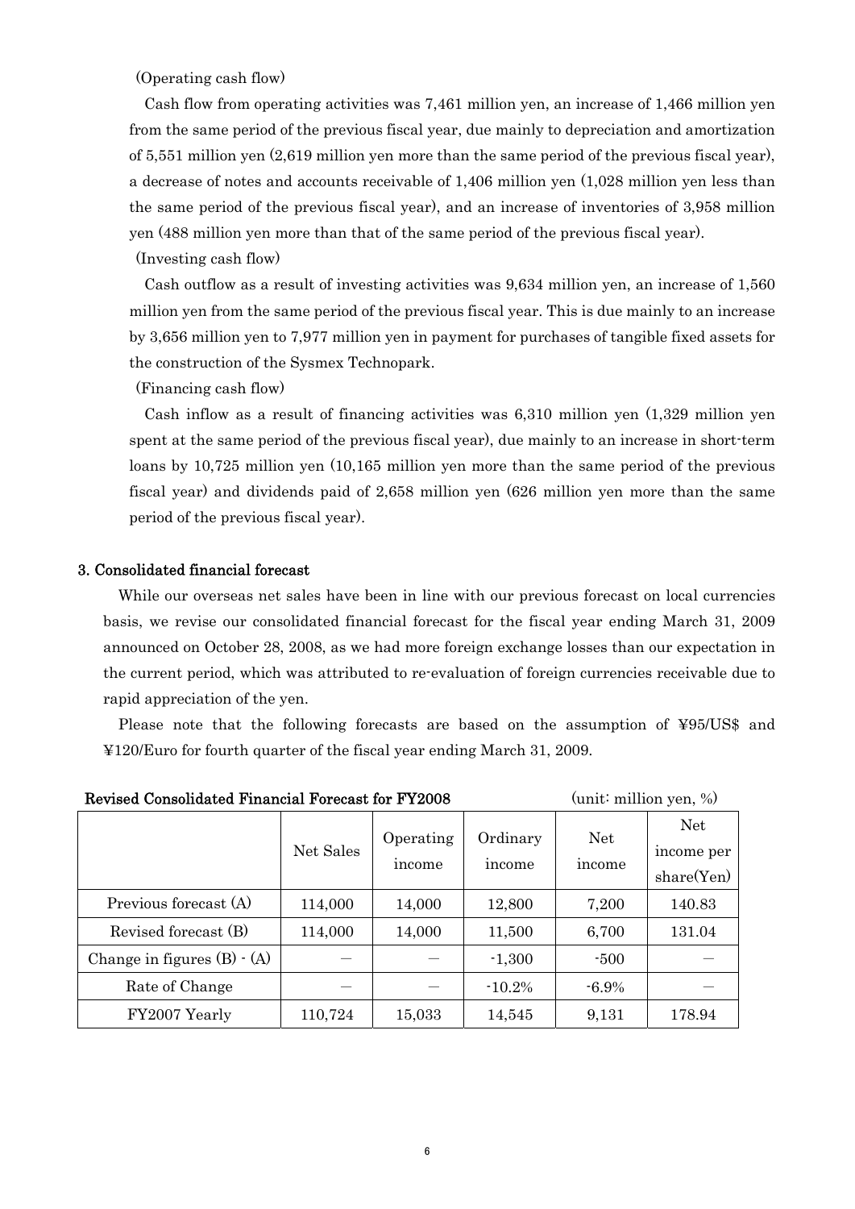(Operating cash flow)

Cash flow from operating activities was 7,461 million yen, an increase of 1,466 million yen from the same period of the previous fiscal year, due mainly to depreciation and amortization of 5,551 million yen (2,619 million yen more than the same period of the previous fiscal year), a decrease of notes and accounts receivable of 1,406 million yen (1,028 million yen less than the same period of the previous fiscal year), and an increase of inventories of 3,958 million yen (488 million yen more than that of the same period of the previous fiscal year).

(Investing cash flow)

Cash outflow as a result of investing activities was 9,634 million yen, an increase of 1,560 million yen from the same period of the previous fiscal year. This is due mainly to an increase by 3,656 million yen to 7,977 million yen in payment for purchases of tangible fixed assets for the construction of the Sysmex Technopark.

(Financing cash flow)

Cash inflow as a result of financing activities was 6,310 million yen (1,329 million yen spent at the same period of the previous fiscal year), due mainly to an increase in short-term loans by 10,725 million yen (10,165 million yen more than the same period of the previous fiscal year) and dividends paid of 2,658 million yen (626 million yen more than the same period of the previous fiscal year).

## 3. Consolidated financial forecast

While our overseas net sales have been in line with our previous forecast on local currencies basis, we revise our consolidated financial forecast for the fiscal year ending March 31, 2009 announced on October 28, 2008, as we had more foreign exchange losses than our expectation in the current period, which was attributed to re-evaluation of foreign currencies receivable due to rapid appreciation of the yen.

Please note that the following forecasts are based on the assumption of ¥95/US$ and ¥120/Euro for fourth quarter of the fiscal year ending March 31, 2009.

**Revised Consolidated Financial Forecast for FY2008** (unit: million yen, %)

| | Net Sales | Operating income | Ordinary income | Net income | Net income per share(Yen) |
|---|---|---|---|---|---|
| Previous forecast (A) | 114,000 | 14,000 | 12,800 | 7,200 | 140.83 |
| Revised forecast (B) | 114,000 | 14,000 | 11,500 | 6,700 | 131.04 |
| Change in figures (B) - (A) | — | — | -1,300 | -500 | — |
| Rate of Change | — | — | -10.2% | -6.9% | — |
| FY2007 Yearly | 110,724 | 15,033 | 14,545 | 9,131 | 178.94 |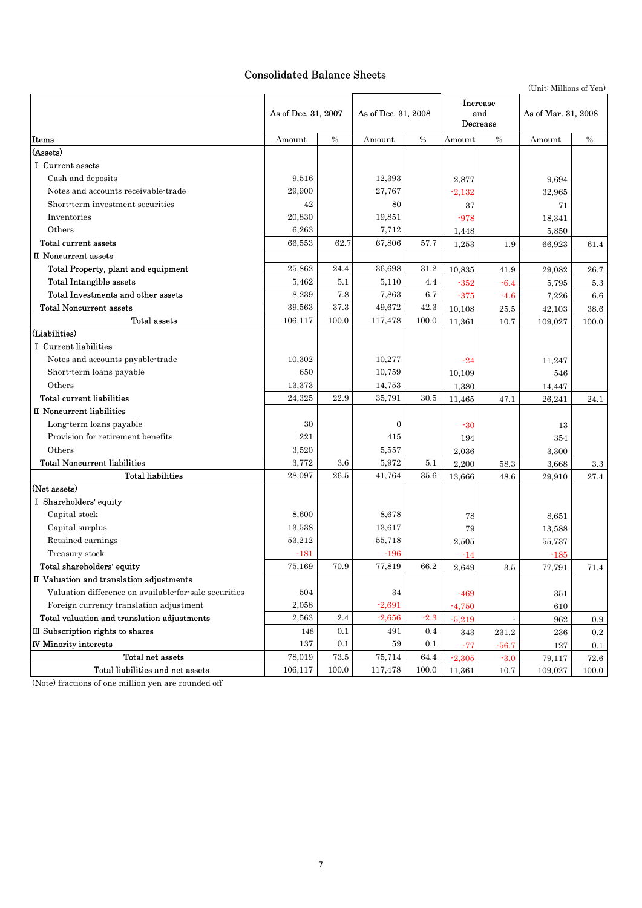# Consolidated Balance Sheets

(Unit: Millions of Yen)

| Items | As of Dec. 31, 2007 | | As of Dec. 31, 2008 | | Increase and Decrease | | As of Mar. 31, 2008 | |
|---|---|---|---|---|---|---|---|---|
| | Amount | % | Amount | % | Amount | % | Amount | % |
| (Assets) | | | | | | | | |
| I Current assets | | | | | | | | |
| Cash and deposits | 9,516 | | 12,393 | | 2,877 | | 9,694 | |
| Notes and accounts receivable-trade | 29,900 | | 27,767 | | -2,132 | | 32,965 | |
| Short-term investment securities | 42 | | 80 | | 37 | | 71 | |
| Inventories | 20,830 | | 19,851 | | -978 | | 18,341 | |
| Others | 6,263 | | 7,712 | | 1,448 | | 5,850 | |
| Total current assets | 66,553 | 62.7 | 67,806 | 57.7 | 1,253 | 1.9 | 66,923 | 61.4 |
| II Noncurrent assets | | | | | | | | |
| Total Property, plant and equipment | 25,862 | 24.4 | 36,698 | 31.2 | 10,835 | 41.9 | 29,082 | 26.7 |
| Total Intangible assets | 5,462 | 5.1 | 5,110 | 4.4 | -352 | -6.4 | 5,795 | 5.3 |
| Total Investments and other assets | 8,239 | 7.8 | 7,863 | 6.7 | -375 | -4.6 | 7,226 | 6.6 |
| Total Noncurrent assets | 39,563 | 37.3 | 49,672 | 42.3 | 10,108 | 25.5 | 42,103 | 38.6 |
| Total assets | 106,117 | 100.0 | 117,478 | 100.0 | 11,361 | 10.7 | 109,027 | 100.0 |
| (Liabilities) | | | | | | | | |
| I Current liabilities | | | | | | | | |
| Notes and accounts payable-trade | 10,302 | | 10,277 | | -24 | | 11,247 | |
| Short-term loans payable | 650 | | 10,759 | | 10,109 | | 546 | |
| Others | 13,373 | | 14,753 | | 1,380 | | 14,447 | |
| Total current liabilities | 24,325 | 22.9 | 35,791 | 30.5 | 11,465 | 47.1 | 26,241 | 24.1 |
| II Noncurrent liabilities | | | | | | | | |
| Long-term loans payable | 30 | | 0 | | -30 | | 13 | |
| Provision for retirement benefits | 221 | | 415 | | 194 | | 354 | |
| Others | 3,520 | | 5,557 | | 2,036 | | 3,300 | |
| Total Noncurrent liabilities | 3,772 | 3.6 | 5,972 | 5.1 | 2,200 | 58.3 | 3,668 | 3.3 |
| Total liabilities | 28,097 | 26.5 | 41,764 | 35.6 | 13,666 | 48.6 | 29,910 | 27.4 |
| (Net assets) | | | | | | | | |
| I Shareholders' equity | | | | | | | | |
| Capital stock | 8,600 | | 8,678 | | 78 | | 8,651 | |
| Capital surplus | 13,538 | | 13,617 | | 79 | | 13,588 | |
| Retained earnings | 53,212 | | 55,718 | | 2,505 | | 55,737 | |
| Treasury stock | -181 | | -196 | | -14 | | -185 | |
| Total shareholders' equity | 75,169 | 70.9 | 77,819 | 66.2 | 2,649 | 3.5 | 77,791 | 71.4 |
| II Valuation and translation adjustments | | | | | | | | |
| Valuation difference on available-for-sale securities | 504 | | 34 | | -469 | | 351 | |
| Foreign currency translation adjustment | 2,058 | | -2,691 | | -4,750 | | 610 | |
| Total valuation and translation adjustments | 2,563 | 2.4 | -2,656 | -2.3 | -5,219 | - | 962 | 0.9 |
| III Subscription rights to shares | 148 | 0.1 | 491 | 0.4 | 343 | 231.2 | 236 | 0.2 |
| IV Minority interests | 137 | 0.1 | 59 | 0.1 | -77 | -56.7 | 127 | 0.1 |
| Total net assets | 78,019 | 73.5 | 75,714 | 64.4 | -2,305 | -3.0 | 79,117 | 72.6 |
| Total liabilities and net assets | 106,117 | 100.0 | 117,478 | 100.0 | 11,361 | 10.7 | 109,027 | 100.0 |

(Note) fractions of one million yen are rounded off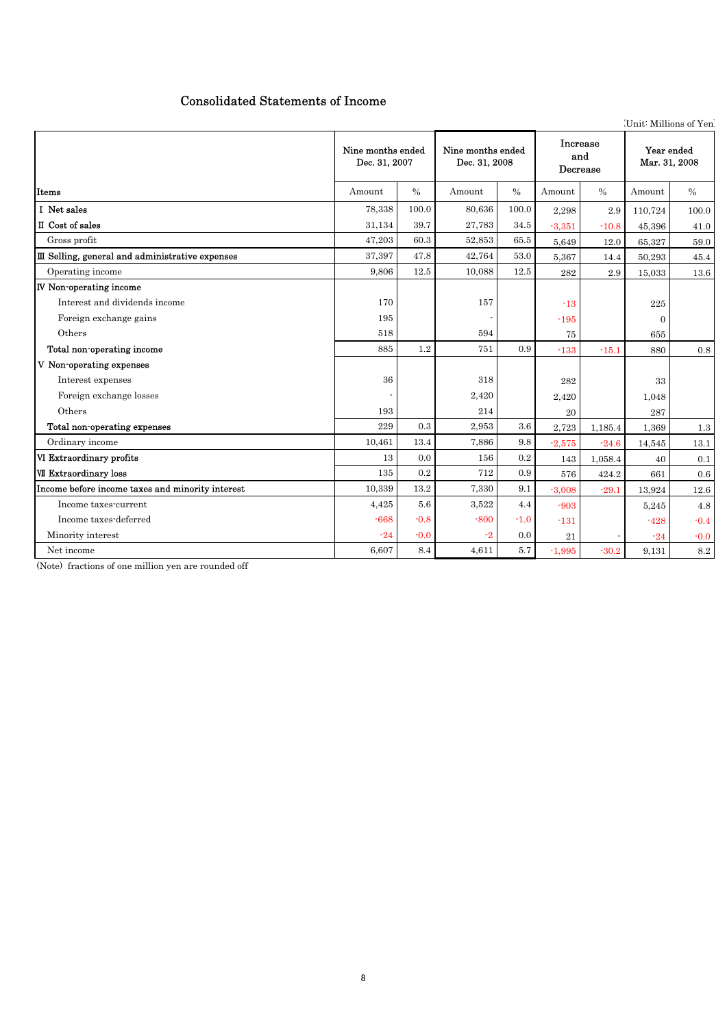## Consolidated Statements of Income

(Unit: Millions of Yen)

| Items | Nine months ended Dec. 31, 2007 | | Nine months ended Dec. 31, 2008 | | Increase and Decrease | | Year ended Mar. 31, 2008 | |
|---|---|---|---|---|---|---|---|---|
| | Amount | % | Amount | % | Amount | % | Amount | % |
| Ⅰ Net sales | 78,338 | 100.0 | 80,636 | 100.0 | 2,298 | 2.9 | 110,724 | 100.0 |
| Ⅱ Cost of sales | 31,134 | 39.7 | 27,783 | 34.5 | -3,351 | -10.8 | 45,396 | 41.0 |
| Gross profit | 47,203 | 60.3 | 52,853 | 65.5 | 5,649 | 12.0 | 65,327 | 59.0 |
| Ⅲ Selling, general and administrative expenses | 37,397 | 47.8 | 42,764 | 53.0 | 5,367 | 14.4 | 50,293 | 45.4 |
| Operating income | 9,806 | 12.5 | 10,088 | 12.5 | 282 | 2.9 | 15,033 | 13.6 |
| Ⅳ Non-operating income | | | | | | | | |
| Interest and dividends income | 170 | | 157 | | -13 | | 225 | |
| Foreign exchange gains | 195 | | - | | -195 | | 0 | |
| Others | 518 | | 594 | | 75 | | 655 | |
| Total non-operating income | 885 | 1.2 | 751 | 0.9 | -133 | -15.1 | 880 | 0.8 |
| Ⅴ Non-operating expenses | | | | | | | | |
| Interest expenses | 36 | | 318 | | 282 | | 33 | |
| Foreign exchange losses | - | | 2,420 | | 2,420 | | 1,048 | |
| Others | 193 | | 214 | | 20 | | 287 | |
| Total non-operating expenses | 229 | 0.3 | 2,953 | 3.6 | 2,723 | 1,185.4 | 1,369 | 1.3 |
| Ordinary income | 10,461 | 13.4 | 7,886 | 9.8 | -2,575 | -24.6 | 14,545 | 13.1 |
| Ⅵ Extraordinary profits | 13 | 0.0 | 156 | 0.2 | 143 | 1,058.4 | 40 | 0.1 |
| Ⅶ Extraordinary loss | 135 | 0.2 | 712 | 0.9 | 576 | 424.2 | 661 | 0.6 |
| Income before income taxes and minority interest | 10,339 | 13.2 | 7,330 | 9.1 | -3,008 | -29.1 | 13,924 | 12.6 |
| Income taxes-current | 4,425 | 5.6 | 3,522 | 4.4 | -903 | | 5,245 | 4.8 |
| Income taxes-deferred | -668 | -0.8 | -800 | -1.0 | -131 | | -428 | -0.4 |
| Minority interest | -24 | -0.0 | -2 | 0.0 | 21 | - | -24 | -0.0 |
| Net income | 6,607 | 8.4 | 4,611 | 5.7 | -1,995 | -30.2 | 9,131 | 8.2 |

(Note) fractions of one million yen are rounded off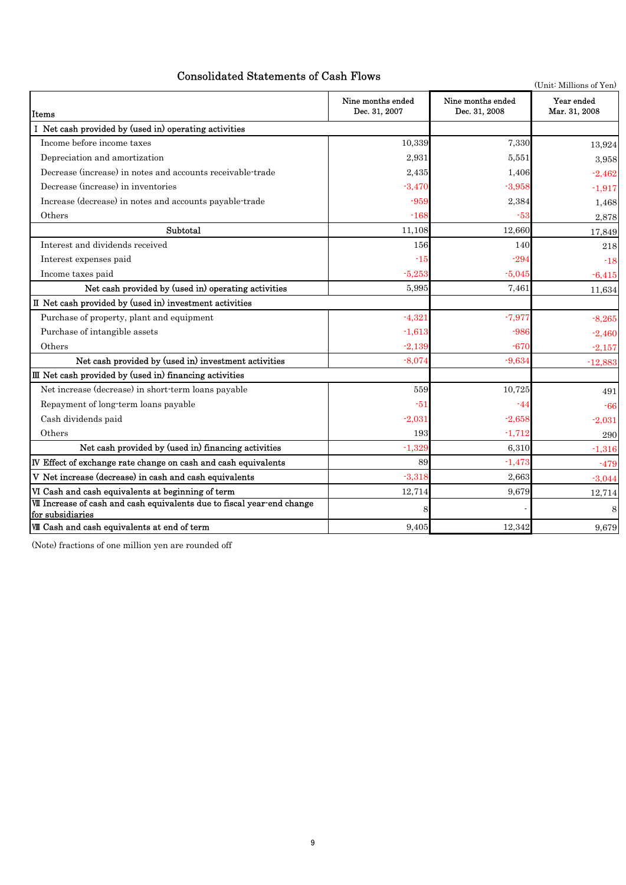## Consolidated Statements of Cash Flows

(Unit: Millions of Yen)

| Items | Nine months ended Dec. 31, 2007 | Nine months ended Dec. 31, 2008 | Year ended Mar. 31, 2008 |
|---|---|---|---|
| Ⅰ Net cash provided by (used in) operating activities | | | |
| Income before income taxes | 10,339 | 7,330 | 13,924 |
| Depreciation and amortization | 2,931 | 5,551 | 3,958 |
| Decrease (increase) in notes and accounts receivable-trade | 2,435 | 1,406 | -2,462 |
| Decrease (increase) in inventories | -3,470 | -3,958 | -1,917 |
| Increase (decrease) in notes and accounts payable-trade | -959 | 2,384 | 1,468 |
| Others | -168 | -53 | 2,878 |
| Subtotal | 11,108 | 12,660 | 17,849 |
| Interest and dividends received | 156 | 140 | 218 |
| Interest expenses paid | -15 | -294 | -18 |
| Income taxes paid | -5,253 | -5,045 | -6,415 |
| Net cash provided by (used in) operating activities | 5,995 | 7,461 | 11,634 |
| Ⅱ Net cash provided by (used in) investment activities | | | |
| Purchase of property, plant and equipment | -4,321 | -7,977 | -8,265 |
| Purchase of intangible assets | -1,613 | -986 | -2,460 |
| Others | -2,139 | -670 | -2,157 |
| Net cash provided by (used in) investment activities | -8,074 | -9,634 | -12,883 |
| Ⅲ Net cash provided by (used in) financing activities | | | |
| Net increase (decrease) in short-term loans payable | 559 | 10,725 | 491 |
| Repayment of long-term loans payable | -51 | -44 | -66 |
| Cash dividends paid | -2,031 | -2,658 | -2,031 |
| Others | 193 | -1,712 | 290 |
| Net cash provided by (used in) financing activities | -1,329 | 6,310 | -1,316 |
| Ⅳ Effect of exchange rate change on cash and cash equivalents | 89 | -1,473 | -479 |
| Ⅴ Net increase (decrease) in cash and cash equivalents | -3,318 | 2,663 | -3,044 |
| Ⅵ Cash and cash equivalents at beginning of term | 12,714 | 9,679 | 12,714 |
| Ⅶ Increase of cash and cash equivalents due to fiscal year-end change for subsidiaries | 8 | - | 8 |
| Ⅷ Cash and cash equivalents at end of term | 9,405 | 12,342 | 9,679 |

(Note) fractions of one million yen are rounded off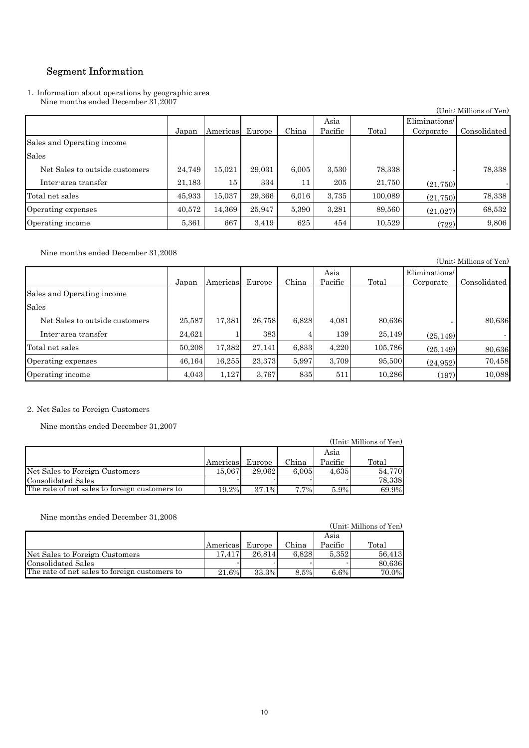# Segment Information

1. Information about operations by geographic area

Nine months ended December 31,2007

(Unit: Millions of Yen)

| | Japan | Americas | Europe | China | Asia Pacific | Total | Eliminations/ Corporate | Consolidated |
|---|---|---|---|---|---|---|---|---|
| Sales and Operating income | | | | | | | | |
| Sales | | | | | | | | |
| Net Sales to outside customers | 24,749 | 15,021 | 29,031 | 6,005 | 3,530 | 78,338 | - | 78,338 |
| Inter-area transfer | 21,183 | 15 | 334 | 11 | 205 | 21,750 | (21,750) | - |
| Total net sales | 45,933 | 15,037 | 29,366 | 6,016 | 3,735 | 100,089 | (21,750) | 78,338 |
| Operating expenses | 40,572 | 14,369 | 25,947 | 5,390 | 3,281 | 89,560 | (21,027) | 68,532 |
| Operating income | 5,361 | 667 | 3,419 | 625 | 454 | 10,529 | (722) | 9,806 |

Nine months ended December 31,2008

(Unit: Millions of Yen)

| | Japan | Americas | Europe | China | Asia Pacific | Total | Eliminations/ Corporate | Consolidated |
|---|---|---|---|---|---|---|---|---|
| Sales and Operating income | | | | | | | | |
| Sales | | | | | | | | |
| Net Sales to outside customers | 25,587 | 17,381 | 26,758 | 6,828 | 4,081 | 80,636 | - | 80,636 |
| Inter-area transfer | 24,621 | 1 | 383 | 4 | 139 | 25,149 | (25,149) | - |
| Total net sales | 50,208 | 17,382 | 27,141 | 6,833 | 4,220 | 105,786 | (25,149) | 80,636 |
| Operating expenses | 46,164 | 16,255 | 23,373 | 5,997 | 3,709 | 95,500 | (24,952) | 70,458 |
| Operating income | 4,043 | 1,127 | 3,767 | 835 | 511 | 10,286 | (197) | 10,088 |

2. Net Sales to Foreign Customers

Nine months ended December 31,2007

(Unit: Millions of Yen)

| | Americas | Europe | China | Asia Pacific | Total |
|---|---|---|---|---|---|
| Net Sales to Foreign Customers | 15,067 | 29,062 | 6,005 | 4,635 | 54,770 |
| Consolidated Sales | - | - | - | - | 78,338 |
| The rate of net sales to foreign customers to | 19.2% | 37.1% | 7.7% | 5.9% | 69.9% |

Nine months ended December 31,2008

(Unit: Millions of Yen)

| | Americas | Europe | China | Asia Pacific | Total |
|---|---|---|---|---|---|
| Net Sales to Foreign Customers | 17,417 | 26,814 | 6,828 | 5,352 | 56,413 |
| Consolidated Sales | - | - | - | - | 80,636 |
| The rate of net sales to foreign customers to | 21.6% | 33.3% | 8.5% | 6.6% | 70.0% |